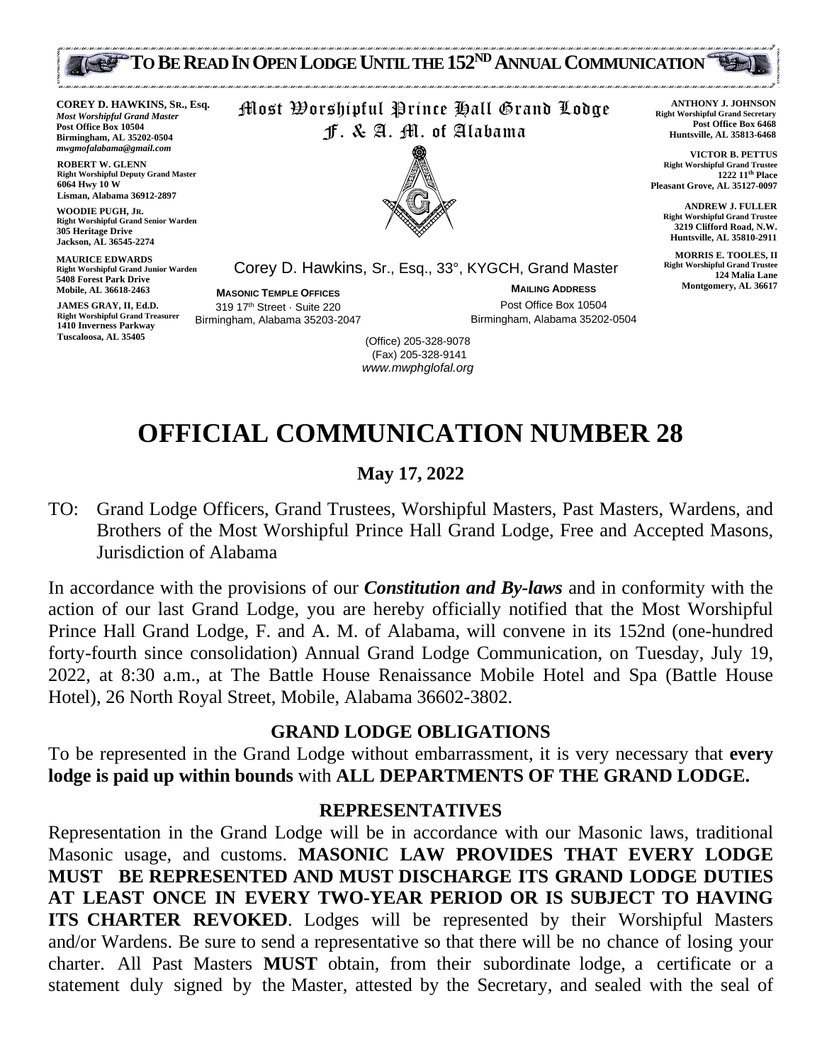**TO BE READ IN OPEN LODGE UNTIL THE 152ND ANNUAL COMMUNICATION**

**COREY D. HAWKINS, SR., Esq.**
*Most Worshipful Grand Master*
Post Office Box 10504
Birmingham, AL 35202-0504
*mwgmofalabama@gmail.com*

**ROBERT W. GLENN**
Right Worshipful Deputy Grand Master
6064 Hwy 10 W
Lisman, Alabama 36912-2897

**WOODIE PUGH, JR.**
Right Worshipful Grand Senior Warden
305 Heritage Drive
Jackson, AL 36545-2274

**MAURICE EDWARDS**
Right Worshipful Grand Junior Warden
5408 Forest Park Drive
Mobile, AL 36618-2463

**JAMES GRAY, II, Ed.D.**
Right Worshipful Grand Treasurer
1410 Inverness Parkway
Tuscaloosa, AL 35405

**Most Worshipful Prince Hall Grand Lodge**
**F. & A. M. of Alabama**

Corey D. Hawkins, Sr., Esq., 33°, KYGCH, Grand Master

**MASONIC TEMPLE OFFICES**
319 17th Street · Suite 220
Birmingham, Alabama 35203-2047

**MAILING ADDRESS**
Post Office Box 10504
Birmingham, Alabama 35202-0504

(Office) 205-328-9078
(Fax) 205-328-9141
*www.mwphglofal.org*

**ANTHONY J. JOHNSON**
Right Worshipful Grand Secretary
Post Office Box 6468
Huntsville, AL 35813-6468

**VICTOR B. PETTUS**
Right Worshipful Grand Trustee
1222 11th Place
Pleasant Grove, AL 35127-0097

**ANDREW J. FULLER**
Right Worshipful Grand Trustee
3219 Clifford Road, N.W.
Huntsville, AL 35810-2911

**MORRIS E. TOOLES, II**
Right Worshipful Grand Trustee
124 Malia Lane
Montgomery, AL 36617

# OFFICIAL COMMUNICATION NUMBER 28

**May 17, 2022**

TO: Grand Lodge Officers, Grand Trustees, Worshipful Masters, Past Masters, Wardens, and Brothers of the Most Worshipful Prince Hall Grand Lodge, Free and Accepted Masons, Jurisdiction of Alabama

In accordance with the provisions of our ***Constitution and By-laws*** and in conformity with the action of our last Grand Lodge, you are hereby officially notified that the Most Worshipful Prince Hall Grand Lodge, F. and A. M. of Alabama, will convene in its 152nd (one-hundred forty-fourth since consolidation) Annual Grand Lodge Communication, on Tuesday, July 19, 2022, at 8:30 a.m., at The Battle House Renaissance Mobile Hotel and Spa (Battle House Hotel), 26 North Royal Street, Mobile, Alabama 36602-3802.

## GRAND LODGE OBLIGATIONS

To be represented in the Grand Lodge without embarrassment, it is very necessary that **every lodge is paid up within bounds** with **ALL DEPARTMENTS OF THE GRAND LODGE.**

## REPRESENTATIVES

Representation in the Grand Lodge will be in accordance with our Masonic laws, traditional Masonic usage, and customs. **MASONIC LAW PROVIDES THAT EVERY LODGE MUST BE REPRESENTED AND MUST DISCHARGE ITS GRAND LODGE DUTIES AT LEAST ONCE IN EVERY TWO-YEAR PERIOD OR IS SUBJECT TO HAVING ITS CHARTER REVOKED**. Lodges will be represented by their Worshipful Masters and/or Wardens. Be sure to send a representative so that there will be no chance of losing your charter. All Past Masters **MUST** obtain, from their subordinate lodge, a certificate or a statement duly signed by the Master, attested by the Secretary, and sealed with the seal of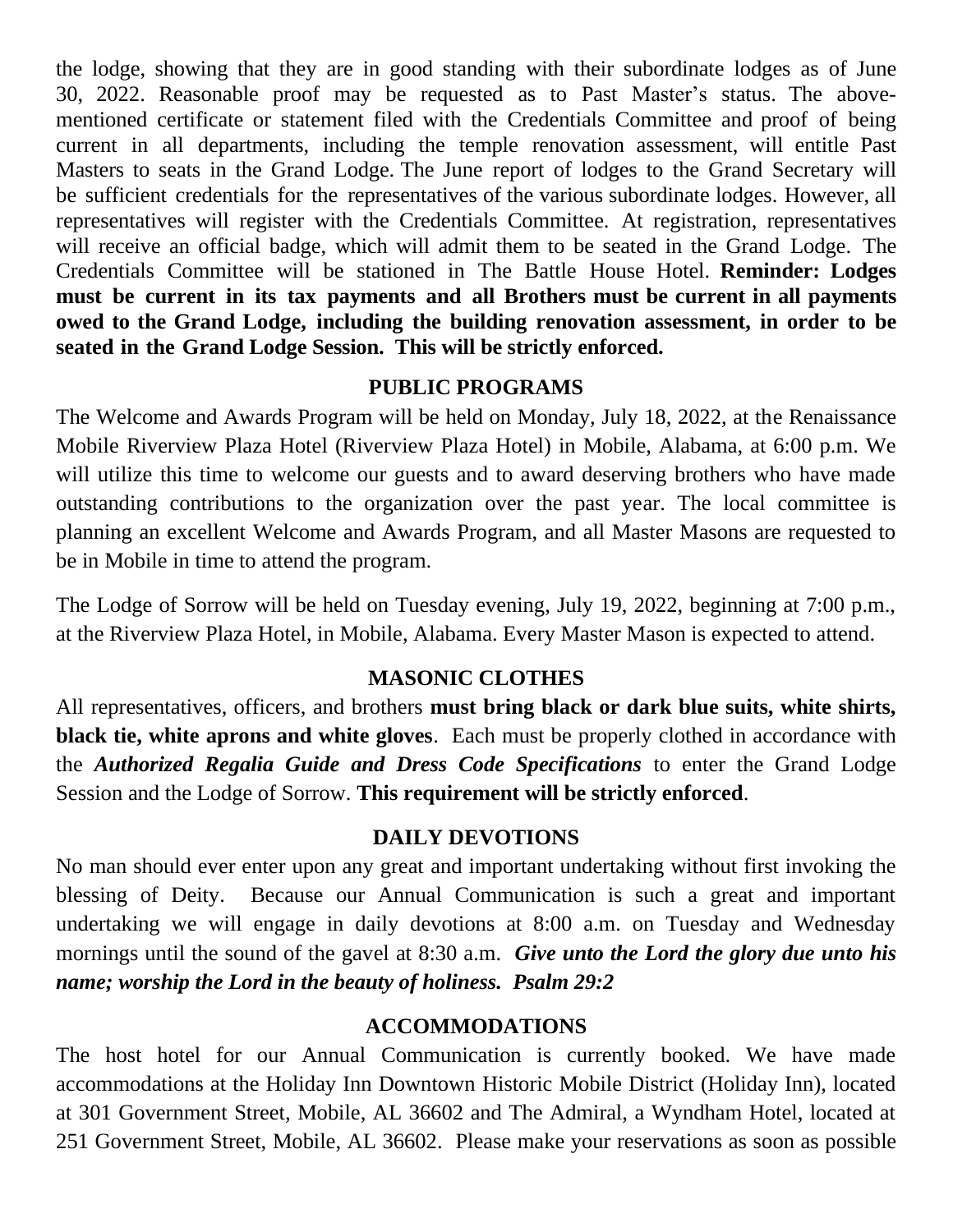the lodge, showing that they are in good standing with their subordinate lodges as of June 30, 2022. Reasonable proof may be requested as to Past Master's status. The above-mentioned certificate or statement filed with the Credentials Committee and proof of being current in all departments, including the temple renovation assessment, will entitle Past Masters to seats in the Grand Lodge. The June report of lodges to the Grand Secretary will be sufficient credentials for the representatives of the various subordinate lodges. However, all representatives will register with the Credentials Committee. At registration, representatives will receive an official badge, which will admit them to be seated in the Grand Lodge. The Credentials Committee will be stationed in The Battle House Hotel. **Reminder: Lodges must be current in its tax payments and all Brothers must be current in all payments owed to the Grand Lodge, including the building renovation assessment, in order to be seated in the Grand Lodge Session. This will be strictly enforced.**

## PUBLIC PROGRAMS

The Welcome and Awards Program will be held on Monday, July 18, 2022, at the Renaissance Mobile Riverview Plaza Hotel (Riverview Plaza Hotel) in Mobile, Alabama, at 6:00 p.m. We will utilize this time to welcome our guests and to award deserving brothers who have made outstanding contributions to the organization over the past year. The local committee is planning an excellent Welcome and Awards Program, and all Master Masons are requested to be in Mobile in time to attend the program.

The Lodge of Sorrow will be held on Tuesday evening, July 19, 2022, beginning at 7:00 p.m., at the Riverview Plaza Hotel, in Mobile, Alabama. Every Master Mason is expected to attend.

## MASONIC CLOTHES

All representatives, officers, and brothers **must bring black or dark blue suits, white shirts, black tie, white aprons and white gloves**. Each must be properly clothed in accordance with the ***Authorized Regalia Guide and Dress Code Specifications*** to enter the Grand Lodge Session and the Lodge of Sorrow. **This requirement will be strictly enforced**.

## DAILY DEVOTIONS

No man should ever enter upon any great and important undertaking without first invoking the blessing of Deity. Because our Annual Communication is such a great and important undertaking we will engage in daily devotions at 8:00 a.m. on Tuesday and Wednesday mornings until the sound of the gavel at 8:30 a.m. ***Give unto the Lord the glory due unto his name; worship the Lord in the beauty of holiness. Psalm 29:2***

## ACCOMMODATIONS

The host hotel for our Annual Communication is currently booked. We have made accommodations at the Holiday Inn Downtown Historic Mobile District (Holiday Inn), located at 301 Government Street, Mobile, AL 36602 and The Admiral, a Wyndham Hotel, located at 251 Government Street, Mobile, AL 36602. Please make your reservations as soon as possible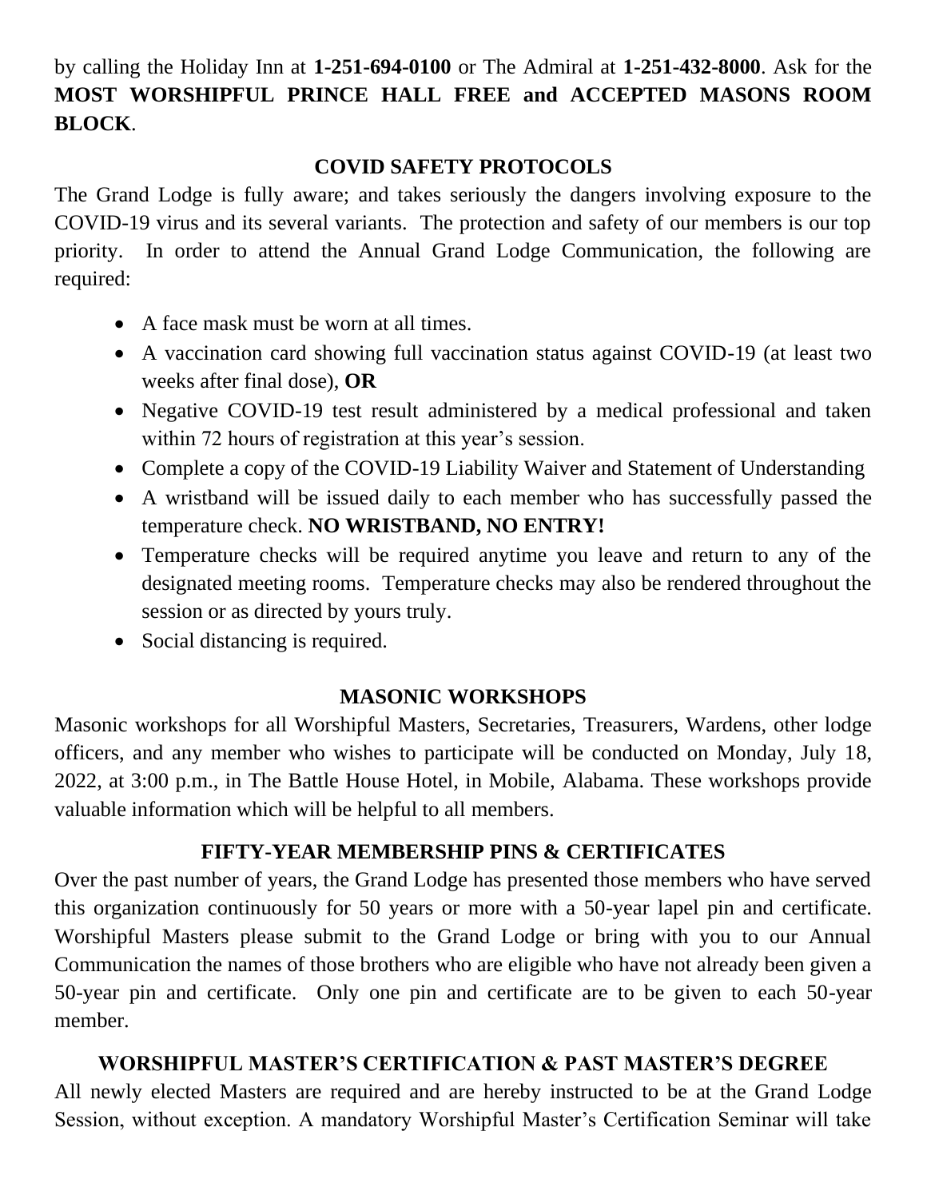by calling the Holiday Inn at **1-251-694-0100** or The Admiral at **1-251-432-8000**. Ask for the **MOST WORSHIPFUL PRINCE HALL FREE and ACCEPTED MASONS ROOM BLOCK**.

## COVID SAFETY PROTOCOLS

The Grand Lodge is fully aware; and takes seriously the dangers involving exposure to the COVID-19 virus and its several variants. The protection and safety of our members is our top priority. In order to attend the Annual Grand Lodge Communication, the following are required:

- A face mask must be worn at all times.
- A vaccination card showing full vaccination status against COVID-19 (at least two weeks after final dose), **OR**
- Negative COVID-19 test result administered by a medical professional and taken within 72 hours of registration at this year's session.
- Complete a copy of the COVID-19 Liability Waiver and Statement of Understanding
- A wristband will be issued daily to each member who has successfully passed the temperature check. **NO WRISTBAND, NO ENTRY!**
- Temperature checks will be required anytime you leave and return to any of the designated meeting rooms. Temperature checks may also be rendered throughout the session or as directed by yours truly.
- Social distancing is required.

## MASONIC WORKSHOPS

Masonic workshops for all Worshipful Masters, Secretaries, Treasurers, Wardens, other lodge officers, and any member who wishes to participate will be conducted on Monday, July 18, 2022, at 3:00 p.m., in The Battle House Hotel, in Mobile, Alabama. These workshops provide valuable information which will be helpful to all members.

## FIFTY-YEAR MEMBERSHIP PINS & CERTIFICATES

Over the past number of years, the Grand Lodge has presented those members who have served this organization continuously for 50 years or more with a 50-year lapel pin and certificate. Worshipful Masters please submit to the Grand Lodge or bring with you to our Annual Communication the names of those brothers who are eligible who have not already been given a 50-year pin and certificate. Only one pin and certificate are to be given to each 50-year member.

## WORSHIPFUL MASTER'S CERTIFICATION & PAST MASTER'S DEGREE

All newly elected Masters are required and are hereby instructed to be at the Grand Lodge Session, without exception. A mandatory Worshipful Master's Certification Seminar will take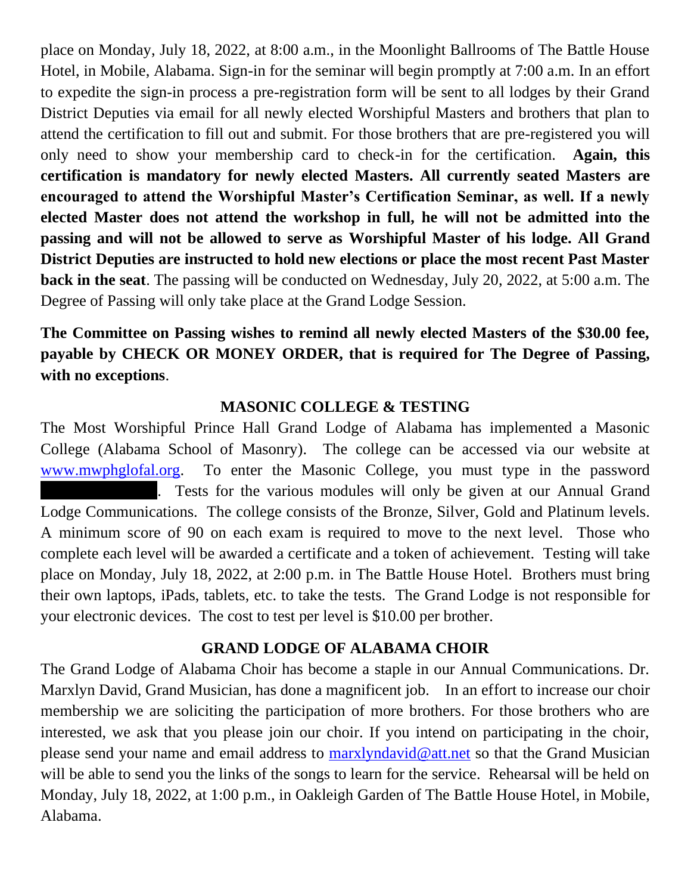place on Monday, July 18, 2022, at 8:00 a.m., in the Moonlight Ballrooms of The Battle House Hotel, in Mobile, Alabama. Sign-in for the seminar will begin promptly at 7:00 a.m. In an effort to expedite the sign-in process a pre-registration form will be sent to all lodges by their Grand District Deputies via email for all newly elected Worshipful Masters and brothers that plan to attend the certification to fill out and submit. For those brothers that are pre-registered you will only need to show your membership card to check-in for the certification. **Again, this certification is mandatory for newly elected Masters. All currently seated Masters are encouraged to attend the Worshipful Master's Certification Seminar, as well. If a newly elected Master does not attend the workshop in full, he will not be admitted into the passing and will not be allowed to serve as Worshipful Master of his lodge. All Grand District Deputies are instructed to hold new elections or place the most recent Past Master back in the seat**. The passing will be conducted on Wednesday, July 20, 2022, at 5:00 a.m. The Degree of Passing will only take place at the Grand Lodge Session.

**The Committee on Passing wishes to remind all newly elected Masters of the $30.00 fee, payable by CHECK OR MONEY ORDER, that is required for The Degree of Passing, with no exceptions**.

## MASONIC COLLEGE & TESTING

The Most Worshipful Prince Hall Grand Lodge of Alabama has implemented a Masonic College (Alabama School of Masonry). The college can be accessed via our website at www.mwphglofal.org. To enter the Masonic College, you must type in the password [REDACTED]. Tests for the various modules will only be given at our Annual Grand Lodge Communications. The college consists of the Bronze, Silver, Gold and Platinum levels. A minimum score of 90 on each exam is required to move to the next level. Those who complete each level will be awarded a certificate and a token of achievement. Testing will take place on Monday, July 18, 2022, at 2:00 p.m. in The Battle House Hotel. Brothers must bring their own laptops, iPads, tablets, etc. to take the tests. The Grand Lodge is not responsible for your electronic devices. The cost to test per level is $10.00 per brother.

## GRAND LODGE OF ALABAMA CHOIR

The Grand Lodge of Alabama Choir has become a staple in our Annual Communications. Dr. Marxlyn David, Grand Musician, has done a magnificent job. In an effort to increase our choir membership we are soliciting the participation of more brothers. For those brothers who are interested, we ask that you please join our choir. If you intend on participating in the choir, please send your name and email address to marxlyndavid@att.net so that the Grand Musician will be able to send you the links of the songs to learn for the service. Rehearsal will be held on Monday, July 18, 2022, at 1:00 p.m., in Oakleigh Garden of The Battle House Hotel, in Mobile, Alabama.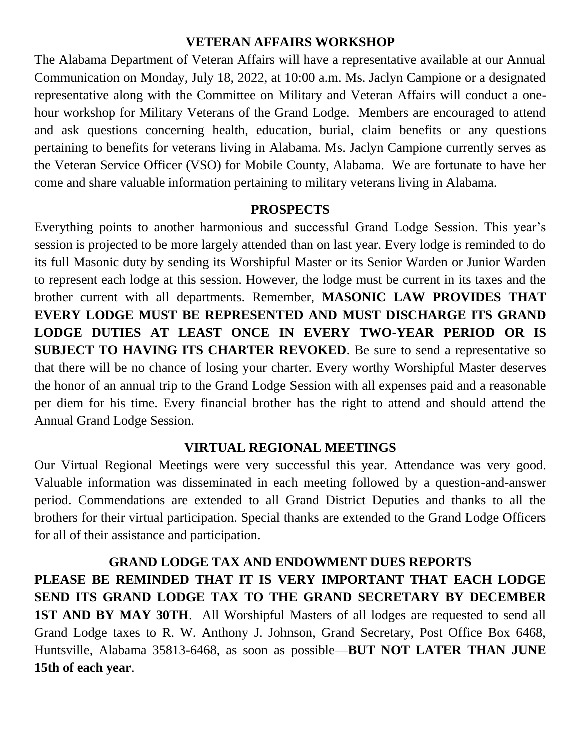## VETERAN AFFAIRS WORKSHOP

The Alabama Department of Veteran Affairs will have a representative available at our Annual Communication on Monday, July 18, 2022, at 10:00 a.m. Ms. Jaclyn Campione or a designated representative along with the Committee on Military and Veteran Affairs will conduct a one-hour workshop for Military Veterans of the Grand Lodge. Members are encouraged to attend and ask questions concerning health, education, burial, claim benefits or any questions pertaining to benefits for veterans living in Alabama. Ms. Jaclyn Campione currently serves as the Veteran Service Officer (VSO) for Mobile County, Alabama. We are fortunate to have her come and share valuable information pertaining to military veterans living in Alabama.

## PROSPECTS

Everything points to another harmonious and successful Grand Lodge Session. This year's session is projected to be more largely attended than on last year. Every lodge is reminded to do its full Masonic duty by sending its Worshipful Master or its Senior Warden or Junior Warden to represent each lodge at this session. However, the lodge must be current in its taxes and the brother current with all departments. Remember, **MASONIC LAW PROVIDES THAT EVERY LODGE MUST BE REPRESENTED AND MUST DISCHARGE ITS GRAND LODGE DUTIES AT LEAST ONCE IN EVERY TWO-YEAR PERIOD OR IS SUBJECT TO HAVING ITS CHARTER REVOKED**. Be sure to send a representative so that there will be no chance of losing your charter. Every worthy Worshipful Master deserves the honor of an annual trip to the Grand Lodge Session with all expenses paid and a reasonable per diem for his time. Every financial brother has the right to attend and should attend the Annual Grand Lodge Session.

## VIRTUAL REGIONAL MEETINGS

Our Virtual Regional Meetings were very successful this year. Attendance was very good. Valuable information was disseminated in each meeting followed by a question-and-answer period. Commendations are extended to all Grand District Deputies and thanks to all the brothers for their virtual participation. Special thanks are extended to the Grand Lodge Officers for all of their assistance and participation.

## GRAND LODGE TAX AND ENDOWMENT DUES REPORTS

**PLEASE BE REMINDED THAT IT IS VERY IMPORTANT THAT EACH LODGE SEND ITS GRAND LODGE TAX TO THE GRAND SECRETARY BY DECEMBER 1ST AND BY MAY 30TH**. All Worshipful Masters of all lodges are requested to send all Grand Lodge taxes to R. W. Anthony J. Johnson, Grand Secretary, Post Office Box 6468, Huntsville, Alabama 35813-6468, as soon as possible—**BUT NOT LATER THAN JUNE 15th of each year**.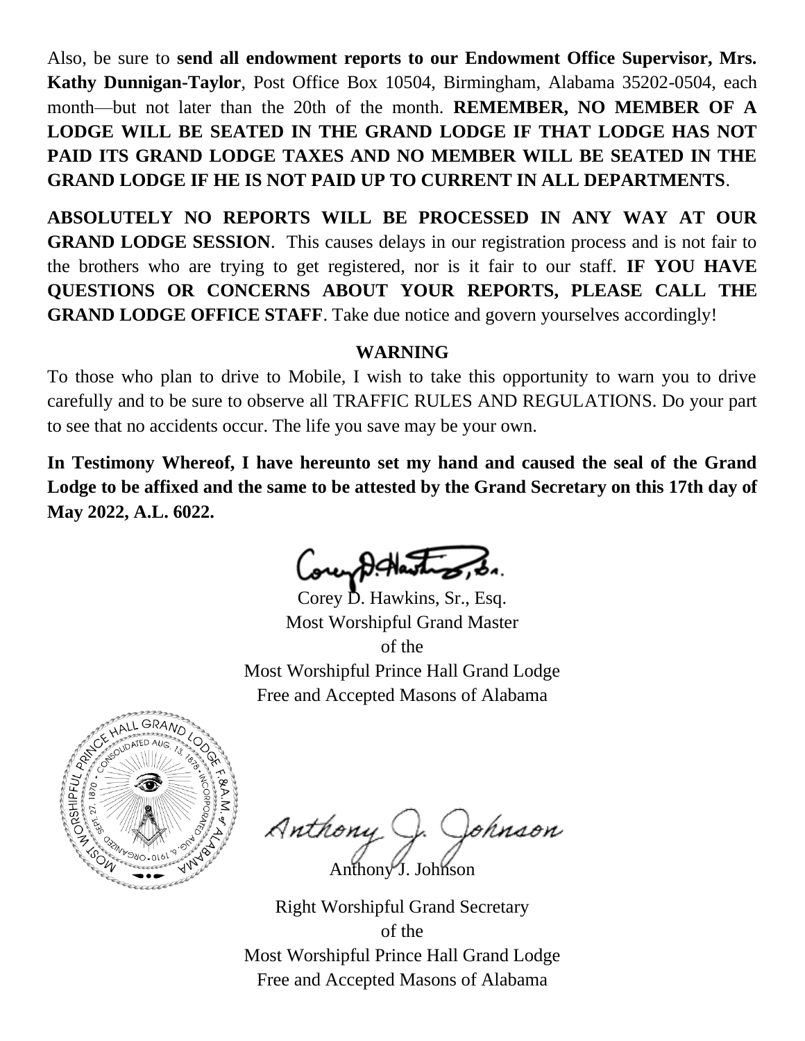Also, be sure to **send all endowment reports to our Endowment Office Supervisor, Mrs. Kathy Dunnigan-Taylor**, Post Office Box 10504, Birmingham, Alabama 35202-0504, each month—but not later than the 20th of the month. **REMEMBER, NO MEMBER OF A LODGE WILL BE SEATED IN THE GRAND LODGE IF THAT LODGE HAS NOT PAID ITS GRAND LODGE TAXES AND NO MEMBER WILL BE SEATED IN THE GRAND LODGE IF HE IS NOT PAID UP TO CURRENT IN ALL DEPARTMENTS**.

**ABSOLUTELY NO REPORTS WILL BE PROCESSED IN ANY WAY AT OUR GRAND LODGE SESSION**. This causes delays in our registration process and is not fair to the brothers who are trying to get registered, nor is it fair to our staff. **IF YOU HAVE QUESTIONS OR CONCERNS ABOUT YOUR REPORTS, PLEASE CALL THE GRAND LODGE OFFICE STAFF**. Take due notice and govern yourselves accordingly!

**WARNING**

To those who plan to drive to Mobile, I wish to take this opportunity to warn you to drive carefully and to be sure to observe all TRAFFIC RULES AND REGULATIONS. Do your part to see that no accidents occur. The life you save may be your own.

**In Testimony Whereof, I have hereunto set my hand and caused the seal of the Grand Lodge to be affixed and the same to be attested by the Grand Secretary on this 17th day of May 2022, A.L. 6022.**

Corey D. Hawkins, Sr., Esq.
Most Worshipful Grand Master
of the
Most Worshipful Prince Hall Grand Lodge
Free and Accepted Masons of Alabama

Anthony J. Johnson

Right Worshipful Grand Secretary
of the
Most Worshipful Prince Hall Grand Lodge
Free and Accepted Masons of Alabama